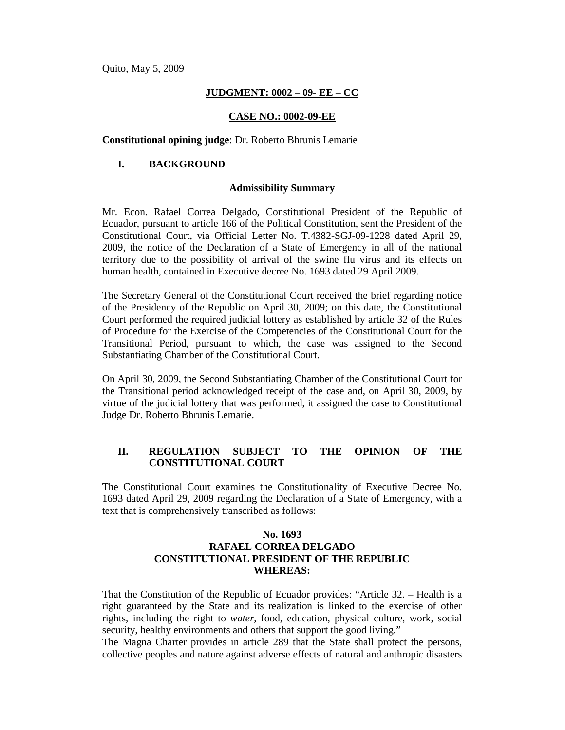Quito, May 5, 2009

**JUDGMENT: 0002 – 09- EE – CC**

**CASE NO.: 0002-09-EE**

**Constitutional opining judge**: Dr. Roberto Bhrunis Lemarie

## I. BACKGROUND

### Admissibility Summary

Mr. Econ. Rafael Correa Delgado, Constitutional President of the Republic of Ecuador, pursuant to article 166 of the Political Constitution, sent the President of the Constitutional Court, via Official Letter No. T.4382-SGJ-09-1228 dated April 29, 2009, the notice of the Declaration of a State of Emergency in all of the national territory due to the possibility of arrival of the swine flu virus and its effects on human health, contained in Executive decree No. 1693 dated 29 April 2009.

The Secretary General of the Constitutional Court received the brief regarding notice of the Presidency of the Republic on April 30, 2009; on this date, the Constitutional Court performed the required judicial lottery as established by article 32 of the Rules of Procedure for the Exercise of the Competencies of the Constitutional Court for the Transitional Period, pursuant to which, the case was assigned to the Second Substantiating Chamber of the Constitutional Court.

On April 30, 2009, the Second Substantiating Chamber of the Constitutional Court for the Transitional period acknowledged receipt of the case and, on April 30, 2009, by virtue of the judicial lottery that was performed, it assigned the case to Constitutional Judge Dr. Roberto Bhrunis Lemarie.

## II. REGULATION SUBJECT TO THE OPINION OF THE CONSTITUTIONAL COURT

The Constitutional Court examines the Constitutionality of Executive Decree No. 1693 dated April 29, 2009 regarding the Declaration of a State of Emergency, with a text that is comprehensively transcribed as follows:

**No. 1693**
**RAFAEL CORREA DELGADO**
**CONSTITUTIONAL PRESIDENT OF THE REPUBLIC**
**WHEREAS:**

That the Constitution of the Republic of Ecuador provides: "Article 32. – Health is a right guaranteed by the State and its realization is linked to the exercise of other rights, including the right to *water*, food, education, physical culture, work, social security, healthy environments and others that support the good living."

The Magna Charter provides in article 289 that the State shall protect the persons, collective peoples and nature against adverse effects of natural and anthropic disasters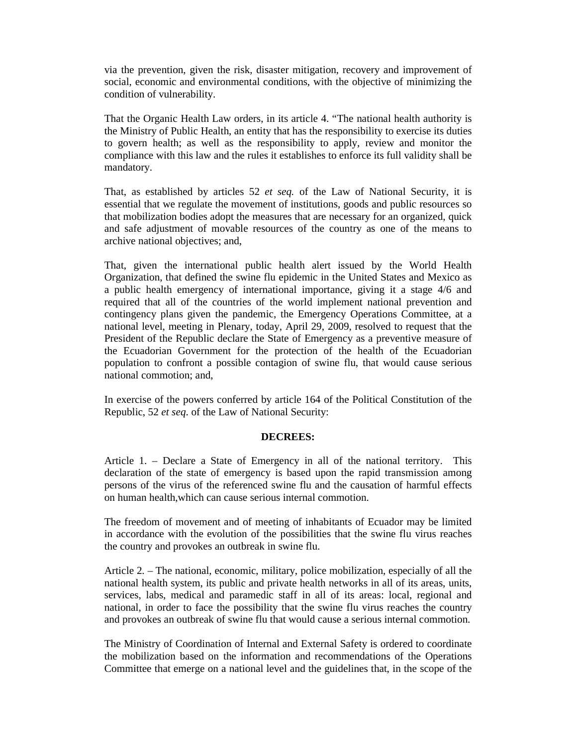via the prevention, given the risk, disaster mitigation, recovery and improvement of social, economic and environmental conditions, with the objective of minimizing the condition of vulnerability.

That the Organic Health Law orders, in its article 4. "The national health authority is the Ministry of Public Health, an entity that has the responsibility to exercise its duties to govern health; as well as the responsibility to apply, review and monitor the compliance with this law and the rules it establishes to enforce its full validity shall be mandatory.

That, as established by articles 52 *et seq.* of the Law of National Security, it is essential that we regulate the movement of institutions, goods and public resources so that mobilization bodies adopt the measures that are necessary for an organized, quick and safe adjustment of movable resources of the country as one of the means to archive national objectives; and,

That, given the international public health alert issued by the World Health Organization, that defined the swine flu epidemic in the United States and Mexico as a public health emergency of international importance, giving it a stage 4/6 and required that all of the countries of the world implement national prevention and contingency plans given the pandemic, the Emergency Operations Committee, at a national level, meeting in Plenary, today, April 29, 2009, resolved to request that the President of the Republic declare the State of Emergency as a preventive measure of the Ecuadorian Government for the protection of the health of the Ecuadorian population to confront a possible contagion of swine flu, that would cause serious national commotion; and,

In exercise of the powers conferred by article 164 of the Political Constitution of the Republic, 52 *et seq*. of the Law of National Security:

**DECREES:**

Article 1. – Declare a State of Emergency in all of the national territory. This declaration of the state of emergency is based upon the rapid transmission among persons of the virus of the referenced swine flu and the causation of harmful effects on human health,which can cause serious internal commotion.

The freedom of movement and of meeting of inhabitants of Ecuador may be limited in accordance with the evolution of the possibilities that the swine flu virus reaches the country and provokes an outbreak in swine flu.

Article 2. – The national, economic, military, police mobilization, especially of all the national health system, its public and private health networks in all of its areas, units, services, labs, medical and paramedic staff in all of its areas: local, regional and national, in order to face the possibility that the swine flu virus reaches the country and provokes an outbreak of swine flu that would cause a serious internal commotion.

The Ministry of Coordination of Internal and External Safety is ordered to coordinate the mobilization based on the information and recommendations of the Operations Committee that emerge on a national level and the guidelines that, in the scope of the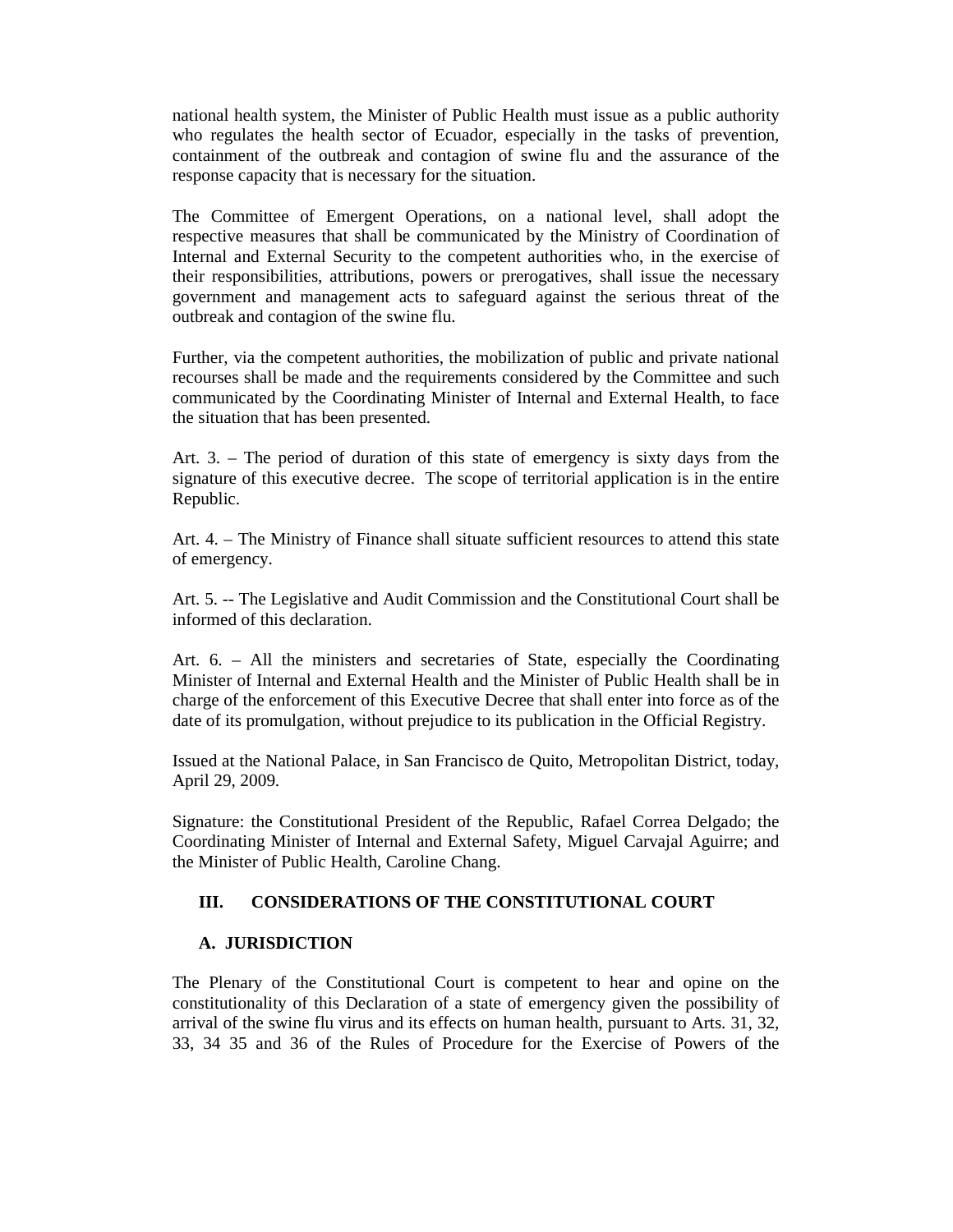national health system, the Minister of Public Health must issue as a public authority who regulates the health sector of Ecuador, especially in the tasks of prevention, containment of the outbreak and contagion of swine flu and the assurance of the response capacity that is necessary for the situation.

The Committee of Emergent Operations, on a national level, shall adopt the respective measures that shall be communicated by the Ministry of Coordination of Internal and External Security to the competent authorities who, in the exercise of their responsibilities, attributions, powers or prerogatives, shall issue the necessary government and management acts to safeguard against the serious threat of the outbreak and contagion of the swine flu.

Further, via the competent authorities, the mobilization of public and private national recourses shall be made and the requirements considered by the Committee and such communicated by the Coordinating Minister of Internal and External Health, to face the situation that has been presented.

Art. 3. – The period of duration of this state of emergency is sixty days from the signature of this executive decree. The scope of territorial application is in the entire Republic.

Art. 4. – The Ministry of Finance shall situate sufficient resources to attend this state of emergency.

Art. 5. -- The Legislative and Audit Commission and the Constitutional Court shall be informed of this declaration.

Art. 6. – All the ministers and secretaries of State, especially the Coordinating Minister of Internal and External Health and the Minister of Public Health shall be in charge of the enforcement of this Executive Decree that shall enter into force as of the date of its promulgation, without prejudice to its publication in the Official Registry.

Issued at the National Palace, in San Francisco de Quito, Metropolitan District, today, April 29, 2009.

Signature: the Constitutional President of the Republic, Rafael Correa Delgado; the Coordinating Minister of Internal and External Safety, Miguel Carvajal Aguirre; and the Minister of Public Health, Caroline Chang.

## III. CONSIDERATIONS OF THE CONSTITUTIONAL COURT

### A. JURISDICTION

The Plenary of the Constitutional Court is competent to hear and opine on the constitutionality of this Declaration of a state of emergency given the possibility of arrival of the swine flu virus and its effects on human health, pursuant to Arts. 31, 32, 33, 34 35 and 36 of the Rules of Procedure for the Exercise of Powers of the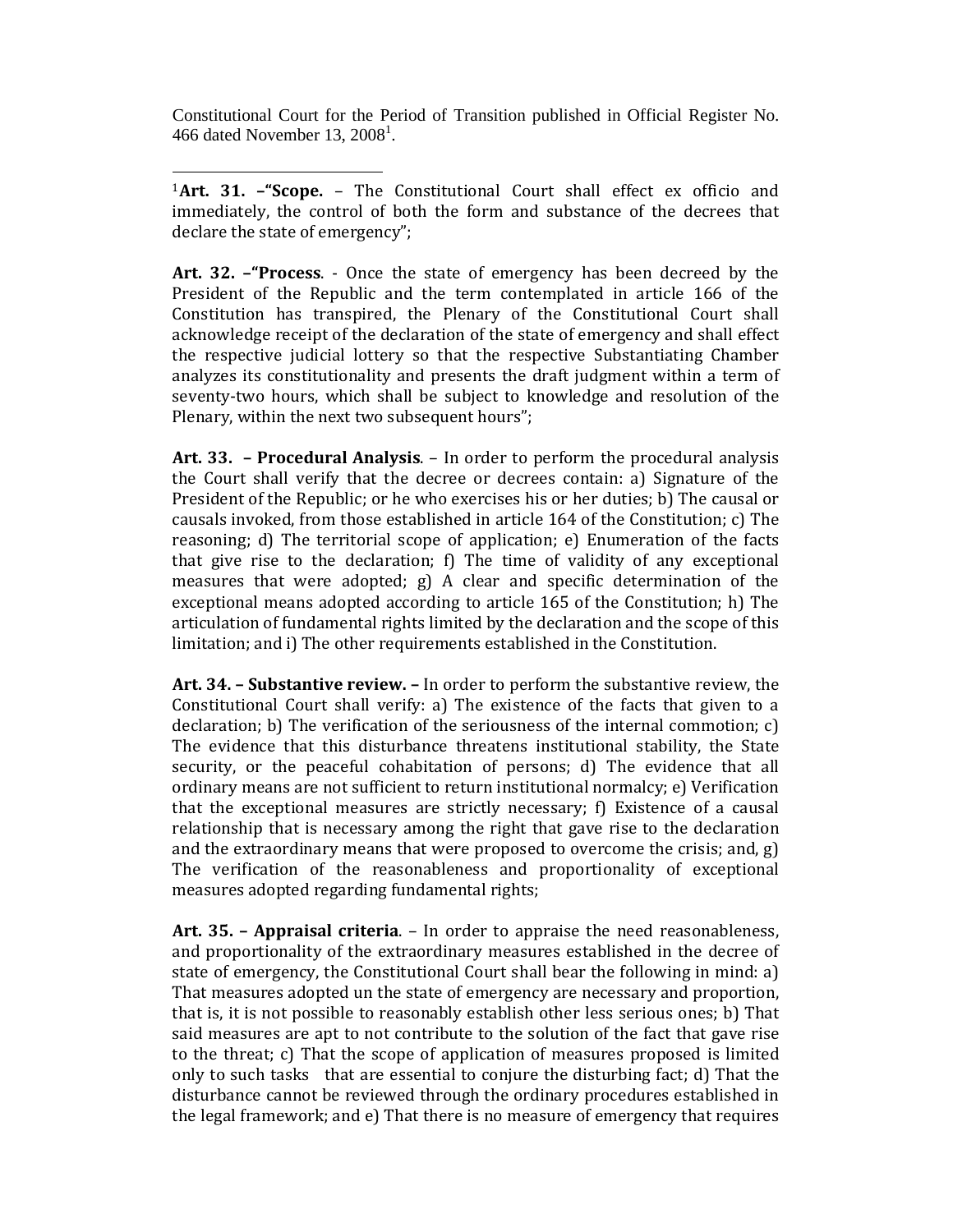Constitutional Court for the Period of Transition published in Official Register No. 466 dated November 13, 2008[1].

---

[1]**Art. 31. –"Scope.** – The Constitutional Court shall effect ex officio and immediately, the control of both the form and substance of the decrees that declare the state of emergency";

**Art. 32. –"Process**. - Once the state of emergency has been decreed by the President of the Republic and the term contemplated in article 166 of the Constitution has transpired, the Plenary of the Constitutional Court shall acknowledge receipt of the declaration of the state of emergency and shall effect the respective judicial lottery so that the respective Substantiating Chamber analyzes its constitutionality and presents the draft judgment within a term of seventy-two hours, which shall be subject to knowledge and resolution of the Plenary, within the next two subsequent hours";

**Art. 33. – Procedural Analysis**. – In order to perform the procedural analysis the Court shall verify that the decree or decrees contain: a) Signature of the President of the Republic; or he who exercises his or her duties; b) The causal or causals invoked, from those established in article 164 of the Constitution; c) The reasoning; d) The territorial scope of application; e) Enumeration of the facts that give rise to the declaration; f) The time of validity of any exceptional measures that were adopted; g) A clear and specific determination of the exceptional means adopted according to article 165 of the Constitution; h) The articulation of fundamental rights limited by the declaration and the scope of this limitation; and i) The other requirements established in the Constitution.

**Art. 34. – Substantive review. –** In order to perform the substantive review, the Constitutional Court shall verify: a) The existence of the facts that given to a declaration; b) The verification of the seriousness of the internal commotion; c) The evidence that this disturbance threatens institutional stability, the State security, or the peaceful cohabitation of persons; d) The evidence that all ordinary means are not sufficient to return institutional normalcy; e) Verification that the exceptional measures are strictly necessary; f) Existence of a causal relationship that is necessary among the right that gave rise to the declaration and the extraordinary means that were proposed to overcome the crisis; and, g) The verification of the reasonableness and proportionality of exceptional measures adopted regarding fundamental rights;

**Art. 35. – Appraisal criteria**. – In order to appraise the need reasonableness, and proportionality of the extraordinary measures established in the decree of state of emergency, the Constitutional Court shall bear the following in mind: a) That measures adopted un the state of emergency are necessary and proportion, that is, it is not possible to reasonably establish other less serious ones; b) That said measures are apt to not contribute to the solution of the fact that gave rise to the threat; c) That the scope of application of measures proposed is limited only to such tasks that are essential to conjure the disturbing fact; d) That the disturbance cannot be reviewed through the ordinary procedures established in the legal framework; and e) That there is no measure of emergency that requires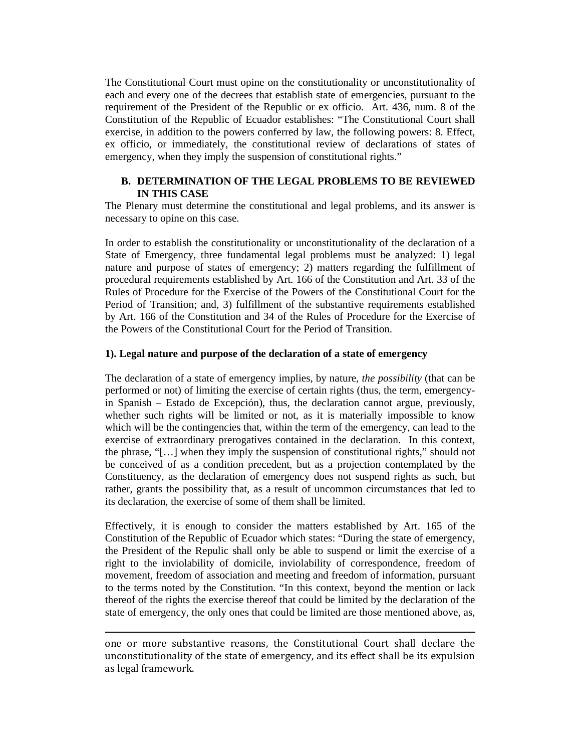The Constitutional Court must opine on the constitutionality or unconstitutionality of each and every one of the decrees that establish state of emergencies, pursuant to the requirement of the President of the Republic or ex officio. Art. 436, num. 8 of the Constitution of the Republic of Ecuador establishes: "The Constitutional Court shall exercise, in addition to the powers conferred by law, the following powers: 8. Effect, ex officio, or immediately, the constitutional review of declarations of states of emergency, when they imply the suspension of constitutional rights."

### B. DETERMINATION OF THE LEGAL PROBLEMS TO BE REVIEWED IN THIS CASE

The Plenary must determine the constitutional and legal problems, and its answer is necessary to opine on this case.

In order to establish the constitutionality or unconstitutionality of the declaration of a State of Emergency, three fundamental legal problems must be analyzed: 1) legal nature and purpose of states of emergency; 2) matters regarding the fulfillment of procedural requirements established by Art. 166 of the Constitution and Art. 33 of the Rules of Procedure for the Exercise of the Powers of the Constitutional Court for the Period of Transition; and, 3) fulfillment of the substantive requirements established by Art. 166 of the Constitution and 34 of the Rules of Procedure for the Exercise of the Powers of the Constitutional Court for the Period of Transition.

**1). Legal nature and purpose of the declaration of a state of emergency**

The declaration of a state of emergency implies, by nature, *the possibility* (that can be performed or not) of limiting the exercise of certain rights (thus, the term, emergency-in Spanish – Estado de Excepción), thus, the declaration cannot argue, previously, whether such rights will be limited or not, as it is materially impossible to know which will be the contingencies that, within the term of the emergency, can lead to the exercise of extraordinary prerogatives contained in the declaration. In this context, the phrase, "[…] when they imply the suspension of constitutional rights," should not be conceived of as a condition precedent, but as a projection contemplated by the Constituency, as the declaration of emergency does not suspend rights as such, but rather, grants the possibility that, as a result of uncommon circumstances that led to its declaration, the exercise of some of them shall be limited.

Effectively, it is enough to consider the matters established by Art. 165 of the Constitution of the Republic of Ecuador which states: "During the state of emergency, the President of the Repulic shall only be able to suspend or limit the exercise of a right to the inviolability of domicile, inviolability of correspondence, freedom of movement, freedom of association and meeting and freedom of information, pursuant to the terms noted by the Constitution. "In this context, beyond the mention or lack thereof of the rights the exercise thereof that could be limited by the declaration of the state of emergency, the only ones that could be limited are those mentioned above, as,

---

one or more substantive reasons, the Constitutional Court shall declare the unconstitutionality of the state of emergency, and its effect shall be its expulsion as legal framework.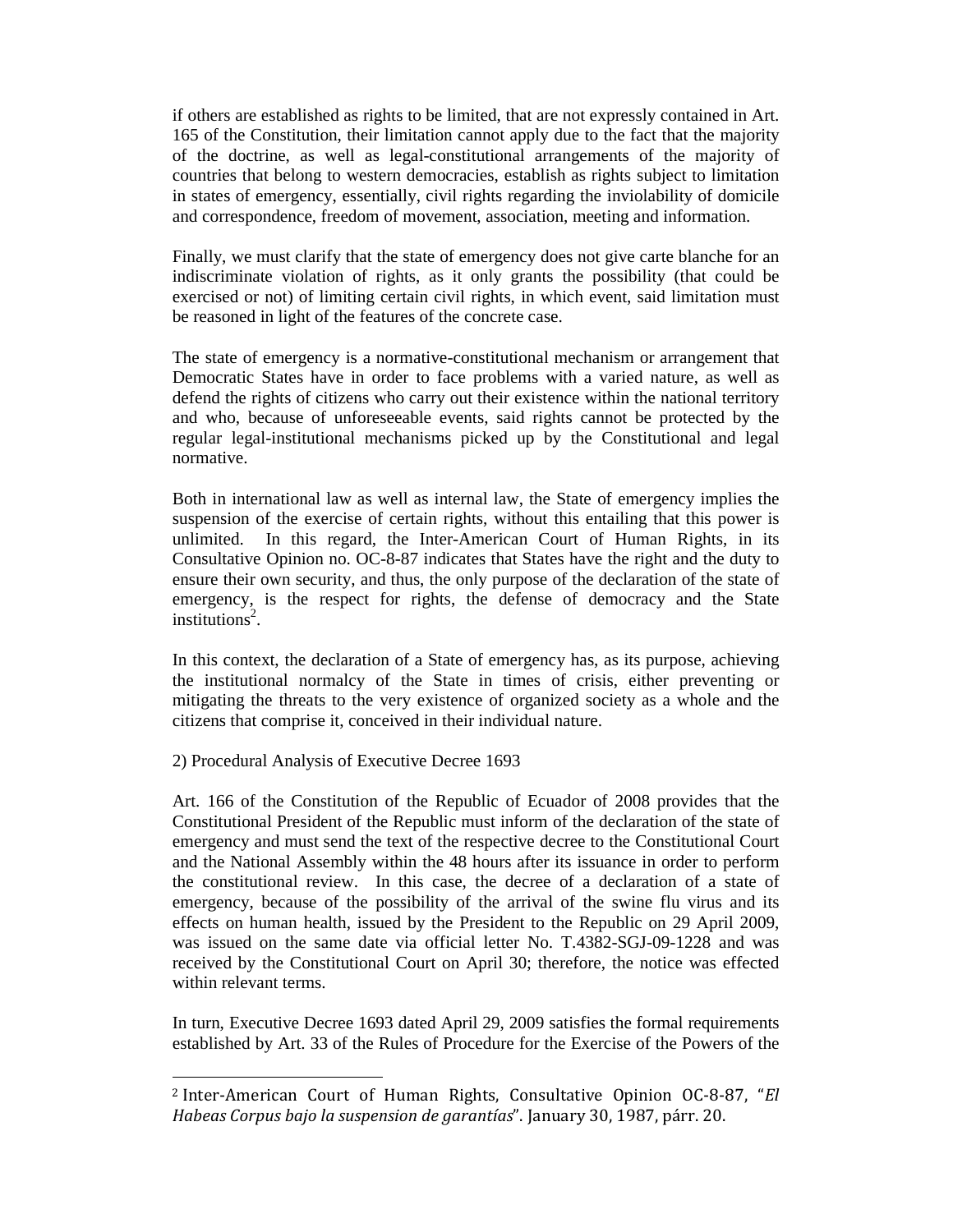if others are established as rights to be limited, that are not expressly contained in Art. 165 of the Constitution, their limitation cannot apply due to the fact that the majority of the doctrine, as well as legal-constitutional arrangements of the majority of countries that belong to western democracies, establish as rights subject to limitation in states of emergency, essentially, civil rights regarding the inviolability of domicile and correspondence, freedom of movement, association, meeting and information.

Finally, we must clarify that the state of emergency does not give carte blanche for an indiscriminate violation of rights, as it only grants the possibility (that could be exercised or not) of limiting certain civil rights, in which event, said limitation must be reasoned in light of the features of the concrete case.

The state of emergency is a normative-constitutional mechanism or arrangement that Democratic States have in order to face problems with a varied nature, as well as defend the rights of citizens who carry out their existence within the national territory and who, because of unforeseeable events, said rights cannot be protected by the regular legal-institutional mechanisms picked up by the Constitutional and legal normative.

Both in international law as well as internal law, the State of emergency implies the suspension of the exercise of certain rights, without this entailing that this power is unlimited. In this regard, the Inter-American Court of Human Rights, in its Consultative Opinion no. OC-8-87 indicates that States have the right and the duty to ensure their own security, and thus, the only purpose of the declaration of the state of emergency, is the respect for rights, the defense of democracy and the State institutions[2].

In this context, the declaration of a State of emergency has, as its purpose, achieving the institutional normalcy of the State in times of crisis, either preventing or mitigating the threats to the very existence of organized society as a whole and the citizens that comprise it, conceived in their individual nature.

2) Procedural Analysis of Executive Decree 1693

Art. 166 of the Constitution of the Republic of Ecuador of 2008 provides that the Constitutional President of the Republic must inform of the declaration of the state of emergency and must send the text of the respective decree to the Constitutional Court and the National Assembly within the 48 hours after its issuance in order to perform the constitutional review. In this case, the decree of a declaration of a state of emergency, because of the possibility of the arrival of the swine flu virus and its effects on human health, issued by the President to the Republic on 29 April 2009, was issued on the same date via official letter No. T.4382-SGJ-09-1228 and was received by the Constitutional Court on April 30; therefore, the notice was effected within relevant terms.

In turn, Executive Decree 1693 dated April 29, 2009 satisfies the formal requirements established by Art. 33 of the Rules of Procedure for the Exercise of the Powers of the

---

[2] Inter-American Court of Human Rights, Consultative Opinion OC-8-87, "*El Habeas Corpus bajo la suspension de garantías*". January 30, 1987, párr. 20.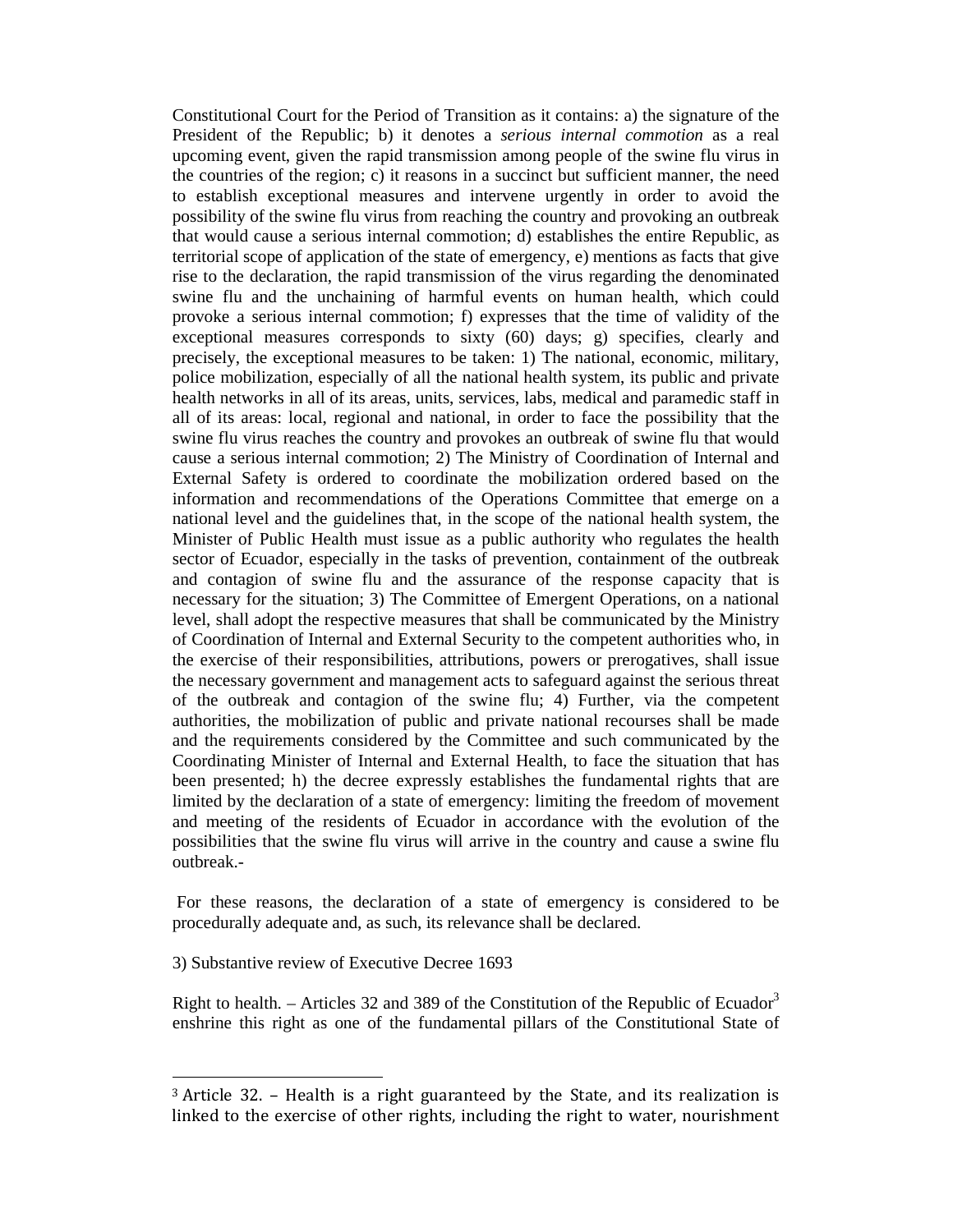Constitutional Court for the Period of Transition as it contains: a) the signature of the President of the Republic; b) it denotes a *serious internal commotion* as a real upcoming event, given the rapid transmission among people of the swine flu virus in the countries of the region; c) it reasons in a succinct but sufficient manner, the need to establish exceptional measures and intervene urgently in order to avoid the possibility of the swine flu virus from reaching the country and provoking an outbreak that would cause a serious internal commotion; d) establishes the entire Republic, as territorial scope of application of the state of emergency, e) mentions as facts that give rise to the declaration, the rapid transmission of the virus regarding the denominated swine flu and the unchaining of harmful events on human health, which could provoke a serious internal commotion; f) expresses that the time of validity of the exceptional measures corresponds to sixty (60) days; g) specifies, clearly and precisely, the exceptional measures to be taken: 1) The national, economic, military, police mobilization, especially of all the national health system, its public and private health networks in all of its areas, units, services, labs, medical and paramedic staff in all of its areas: local, regional and national, in order to face the possibility that the swine flu virus reaches the country and provokes an outbreak of swine flu that would cause a serious internal commotion; 2) The Ministry of Coordination of Internal and External Safety is ordered to coordinate the mobilization ordered based on the information and recommendations of the Operations Committee that emerge on a national level and the guidelines that, in the scope of the national health system, the Minister of Public Health must issue as a public authority who regulates the health sector of Ecuador, especially in the tasks of prevention, containment of the outbreak and contagion of swine flu and the assurance of the response capacity that is necessary for the situation; 3) The Committee of Emergent Operations, on a national level, shall adopt the respective measures that shall be communicated by the Ministry of Coordination of Internal and External Security to the competent authorities who, in the exercise of their responsibilities, attributions, powers or prerogatives, shall issue the necessary government and management acts to safeguard against the serious threat of the outbreak and contagion of the swine flu; 4) Further, via the competent authorities, the mobilization of public and private national recourses shall be made and the requirements considered by the Committee and such communicated by the Coordinating Minister of Internal and External Health, to face the situation that has been presented; h) the decree expressly establishes the fundamental rights that are limited by the declaration of a state of emergency: limiting the freedom of movement and meeting of the residents of Ecuador in accordance with the evolution of the possibilities that the swine flu virus will arrive in the country and cause a swine flu outbreak.-

For these reasons, the declaration of a state of emergency is considered to be procedurally adequate and, as such, its relevance shall be declared.

3) Substantive review of Executive Decree 1693

Right to health. – Articles 32 and 389 of the Constitution of the Republic of Ecuador[3] enshrine this right as one of the fundamental pillars of the Constitutional State of

---

[3] Article 32. – Health is a right guaranteed by the State, and its realization is linked to the exercise of other rights, including the right to water, nourishment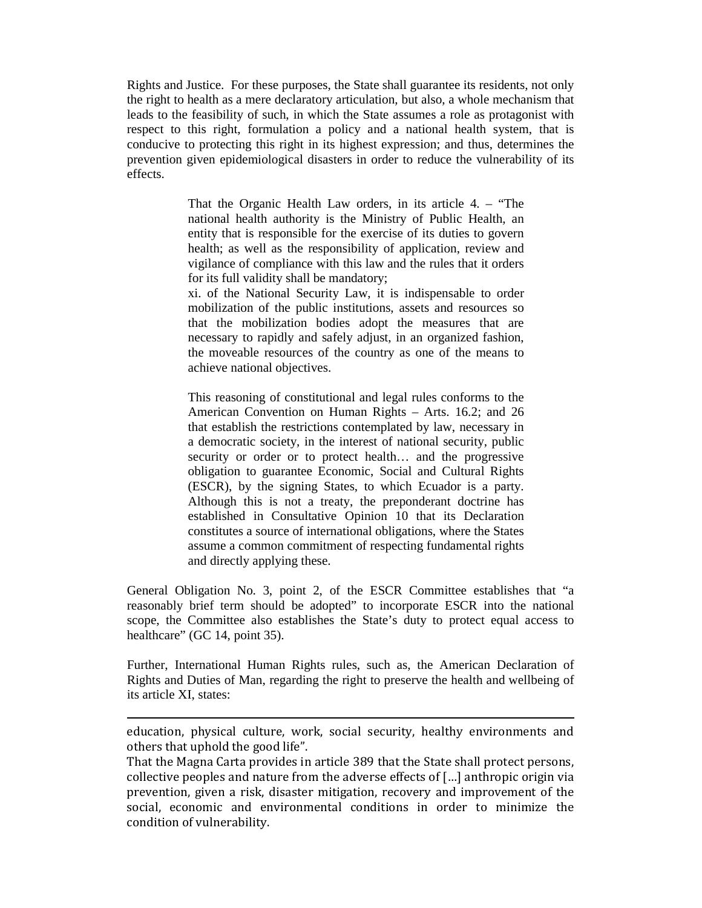Rights and Justice. For these purposes, the State shall guarantee its residents, not only the right to health as a mere declaratory articulation, but also, a whole mechanism that leads to the feasibility of such, in which the State assumes a role as protagonist with respect to this right, formulation a policy and a national health system, that is conducive to protecting this right in its highest expression; and thus, determines the prevention given epidemiological disasters in order to reduce the vulnerability of its effects.

> That the Organic Health Law orders, in its article 4. – "The national health authority is the Ministry of Public Health, an entity that is responsible for the exercise of its duties to govern health; as well as the responsibility of application, review and vigilance of compliance with this law and the rules that it orders for its full validity shall be mandatory;
>
> xi. of the National Security Law, it is indispensable to order mobilization of the public institutions, assets and resources so that the mobilization bodies adopt the measures that are necessary to rapidly and safely adjust, in an organized fashion, the moveable resources of the country as one of the means to achieve national objectives.
>
> This reasoning of constitutional and legal rules conforms to the American Convention on Human Rights – Arts. 16.2; and 26 that establish the restrictions contemplated by law, necessary in a democratic society, in the interest of national security, public security or order or to protect health… and the progressive obligation to guarantee Economic, Social and Cultural Rights (ESCR), by the signing States, to which Ecuador is a party. Although this is not a treaty, the preponderant doctrine has established in Consultative Opinion 10 that its Declaration constitutes a source of international obligations, where the States assume a common commitment of respecting fundamental rights and directly applying these.

General Obligation No. 3, point 2, of the ESCR Committee establishes that "a reasonably brief term should be adopted" to incorporate ESCR into the national scope, the Committee also establishes the State's duty to protect equal access to healthcare" (GC 14, point 35).

Further, International Human Rights rules, such as, the American Declaration of Rights and Duties of Man, regarding the right to preserve the health and wellbeing of its article XI, states:

---

education, physical culture, work, social security, healthy environments and others that uphold the good life".

That the Magna Carta provides in article 389 that the State shall protect persons, collective peoples and nature from the adverse effects of […] anthropic origin via prevention, given a risk, disaster mitigation, recovery and improvement of the social, economic and environmental conditions in order to minimize the condition of vulnerability.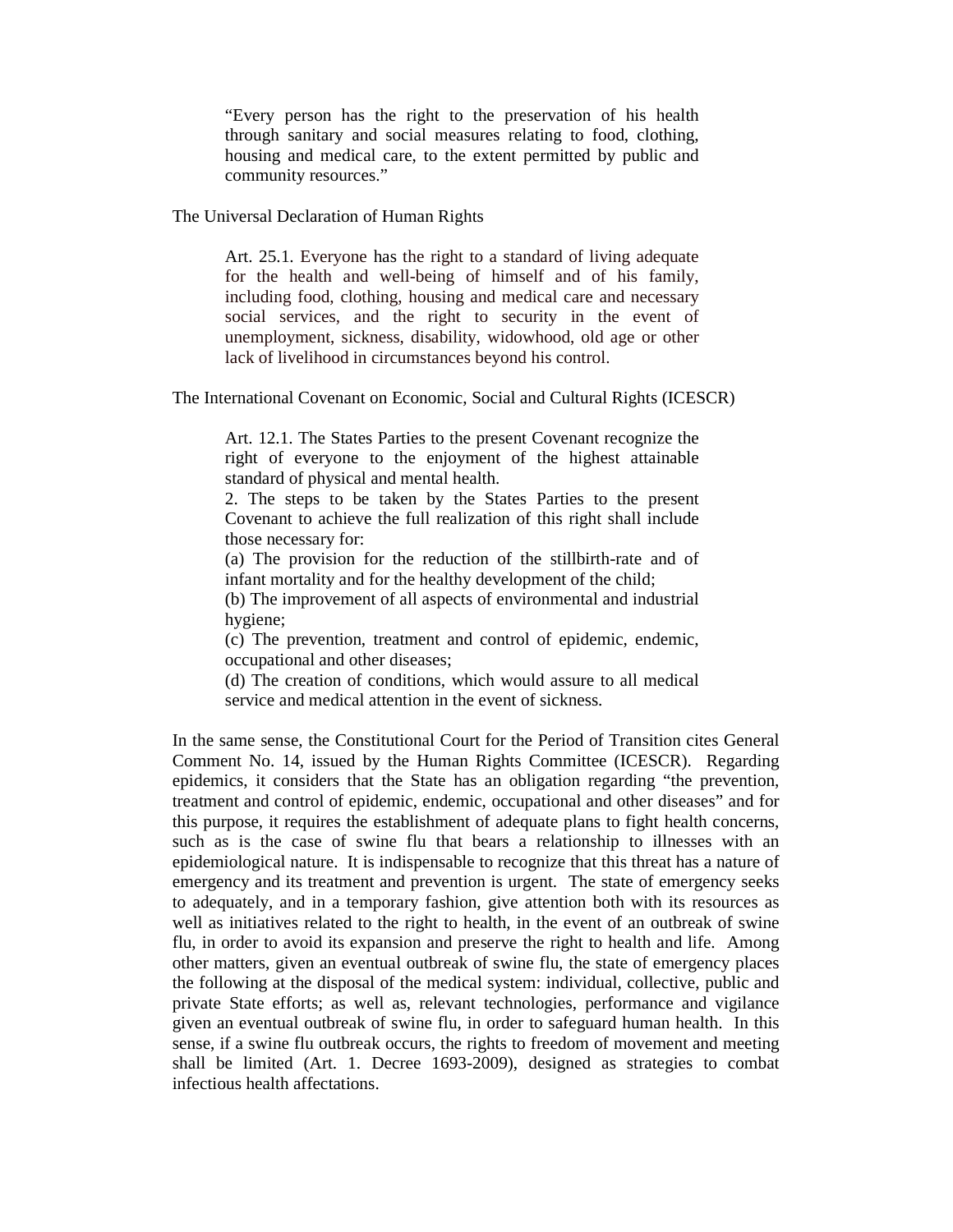> "Every person has the right to the preservation of his health through sanitary and social measures relating to food, clothing, housing and medical care, to the extent permitted by public and community resources."

The Universal Declaration of Human Rights

> Art. 25.1. Everyone has the right to a standard of living adequate for the health and well-being of himself and of his family, including food, clothing, housing and medical care and necessary social services, and the right to security in the event of unemployment, sickness, disability, widowhood, old age or other lack of livelihood in circumstances beyond his control.

The International Covenant on Economic, Social and Cultural Rights (ICESCR)

> Art. 12.1. The States Parties to the present Covenant recognize the right of everyone to the enjoyment of the highest attainable standard of physical and mental health.
> 2. The steps to be taken by the States Parties to the present Covenant to achieve the full realization of this right shall include those necessary for:
> (a) The provision for the reduction of the stillbirth-rate and of infant mortality and for the healthy development of the child;
> (b) The improvement of all aspects of environmental and industrial hygiene;
> (c) The prevention, treatment and control of epidemic, endemic, occupational and other diseases;
> (d) The creation of conditions, which would assure to all medical service and medical attention in the event of sickness.

In the same sense, the Constitutional Court for the Period of Transition cites General Comment No. 14, issued by the Human Rights Committee (ICESCR). Regarding epidemics, it considers that the State has an obligation regarding "the prevention, treatment and control of epidemic, endemic, occupational and other diseases" and for this purpose, it requires the establishment of adequate plans to fight health concerns, such as is the case of swine flu that bears a relationship to illnesses with an epidemiological nature. It is indispensable to recognize that this threat has a nature of emergency and its treatment and prevention is urgent. The state of emergency seeks to adequately, and in a temporary fashion, give attention both with its resources as well as initiatives related to the right to health, in the event of an outbreak of swine flu, in order to avoid its expansion and preserve the right to health and life. Among other matters, given an eventual outbreak of swine flu, the state of emergency places the following at the disposal of the medical system: individual, collective, public and private State efforts; as well as, relevant technologies, performance and vigilance given an eventual outbreak of swine flu, in order to safeguard human health. In this sense, if a swine flu outbreak occurs, the rights to freedom of movement and meeting shall be limited (Art. 1. Decree 1693-2009), designed as strategies to combat infectious health affectations.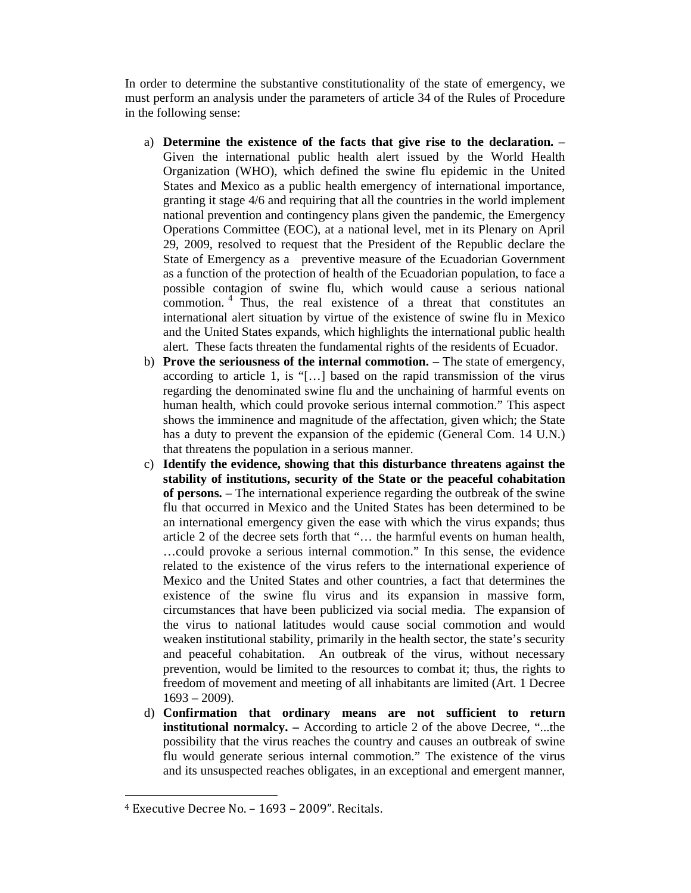In order to determine the substantive constitutionality of the state of emergency, we must perform an analysis under the parameters of article 34 of the Rules of Procedure in the following sense:

a) **Determine the existence of the facts that give rise to the declaration.** – Given the international public health alert issued by the World Health Organization (WHO), which defined the swine flu epidemic in the United States and Mexico as a public health emergency of international importance, granting it stage 4/6 and requiring that all the countries in the world implement national prevention and contingency plans given the pandemic, the Emergency Operations Committee (EOC), at a national level, met in its Plenary on April 29, 2009, resolved to request that the President of the Republic declare the State of Emergency as a preventive measure of the Ecuadorian Government as a function of the protection of health of the Ecuadorian population, to face a possible contagion of swine flu, which would cause a serious national commotion.[4] Thus, the real existence of a threat that constitutes an international alert situation by virtue of the existence of swine flu in Mexico and the United States expands, which highlights the international public health alert. These facts threaten the fundamental rights of the residents of Ecuador.

b) **Prove the seriousness of the internal commotion. –** The state of emergency, according to article 1, is "[…] based on the rapid transmission of the virus regarding the denominated swine flu and the unchaining of harmful events on human health, which could provoke serious internal commotion." This aspect shows the imminence and magnitude of the affectation, given which; the State has a duty to prevent the expansion of the epidemic (General Com. 14 U.N.) that threatens the population in a serious manner.

c) **Identify the evidence, showing that this disturbance threatens against the stability of institutions, security of the State or the peaceful cohabitation of persons.** – The international experience regarding the outbreak of the swine flu that occurred in Mexico and the United States has been determined to be an international emergency given the ease with which the virus expands; thus article 2 of the decree sets forth that "… the harmful events on human health, …could provoke a serious internal commotion." In this sense, the evidence related to the existence of the virus refers to the international experience of Mexico and the United States and other countries, a fact that determines the existence of the swine flu virus and its expansion in massive form, circumstances that have been publicized via social media. The expansion of the virus to national latitudes would cause social commotion and would weaken institutional stability, primarily in the health sector, the state's security and peaceful cohabitation. An outbreak of the virus, without necessary prevention, would be limited to the resources to combat it; thus, the rights to freedom of movement and meeting of all inhabitants are limited (Art. 1 Decree 1693 – 2009).

d) **Confirmation that ordinary means are not sufficient to return institutional normalcy. –** According to article 2 of the above Decree, "...the possibility that the virus reaches the country and causes an outbreak of swine flu would generate serious internal commotion." The existence of the virus and its unsuspected reaches obligates, in an exceptional and emergent manner,

[4] Executive Decree No. – 1693 – 2009". Recitals.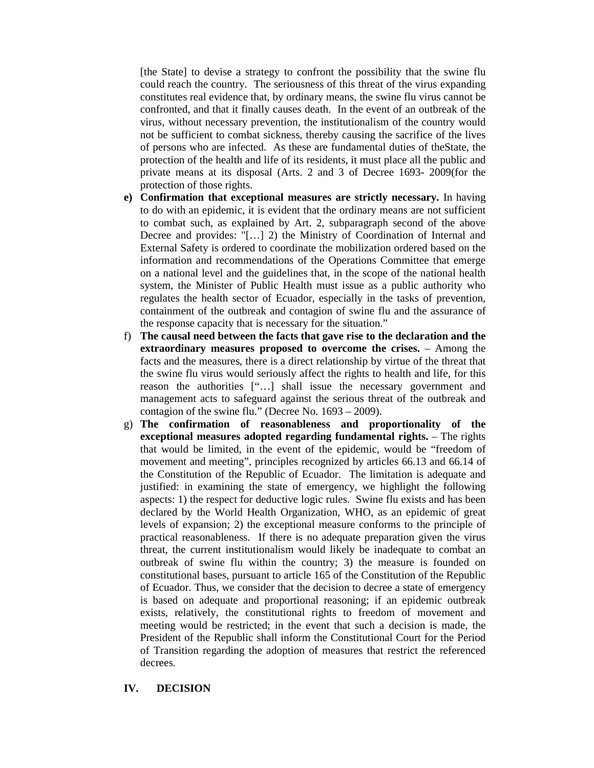[the State] to devise a strategy to confront the possibility that the swine flu could reach the country. The seriousness of this threat of the virus expanding constitutes real evidence that, by ordinary means, the swine flu virus cannot be confronted, and that it finally causes death. In the event of an outbreak of the virus, without necessary prevention, the institutionalism of the country would not be sufficient to combat sickness, thereby causing the sacrifice of the lives of persons who are infected. As these are fundamental duties of theState, the protection of the health and life of its residents, it must place all the public and private means at its disposal (Arts. 2 and 3 of Decree 1693- 2009(for the protection of those rights.

e) **Confirmation that exceptional measures are strictly necessary.** In having to do with an epidemic, it is evident that the ordinary means are not sufficient to combat such, as explained by Art. 2, subparagraph second of the above Decree and provides: "[…] 2) the Ministry of Coordination of Internal and External Safety is ordered to coordinate the mobilization ordered based on the information and recommendations of the Operations Committee that emerge on a national level and the guidelines that, in the scope of the national health system, the Minister of Public Health must issue as a public authority who regulates the health sector of Ecuador, especially in the tasks of prevention, containment of the outbreak and contagion of swine flu and the assurance of the response capacity that is necessary for the situation."

f) **The causal need between the facts that gave rise to the declaration and the extraordinary measures proposed to overcome the crises.** – Among the facts and the measures, there is a direct relationship by virtue of the threat that the swine flu virus would seriously affect the rights to health and life, for this reason the authorities ["…] shall issue the necessary government and management acts to safeguard against the serious threat of the outbreak and contagion of the swine flu." (Decree No. 1693 – 2009).

g) **The confirmation of reasonableness and proportionality of the exceptional measures adopted regarding fundamental rights.** – The rights that would be limited, in the event of the epidemic, would be "freedom of movement and meeting", principles recognized by articles 66.13 and 66.14 of the Constitution of the Republic of Ecuador. The limitation is adequate and justified: in examining the state of emergency, we highlight the following aspects: 1) the respect for deductive logic rules. Swine flu exists and has been declared by the World Health Organization, WHO, as an epidemic of great levels of expansion; 2) the exceptional measure conforms to the principle of practical reasonableness. If there is no adequate preparation given the virus threat, the current institutionalism would likely be inadequate to combat an outbreak of swine flu within the country; 3) the measure is founded on constitutional bases, pursuant to article 165 of the Constitution of the Republic of Ecuador. Thus, we consider that the decision to decree a state of emergency is based on adequate and proportional reasoning; if an epidemic outbreak exists, relatively, the constitutional rights to freedom of movement and meeting would be restricted; in the event that such a decision is made, the President of the Republic shall inform the Constitutional Court for the Period of Transition regarding the adoption of measures that restrict the referenced decrees.

## IV. DECISION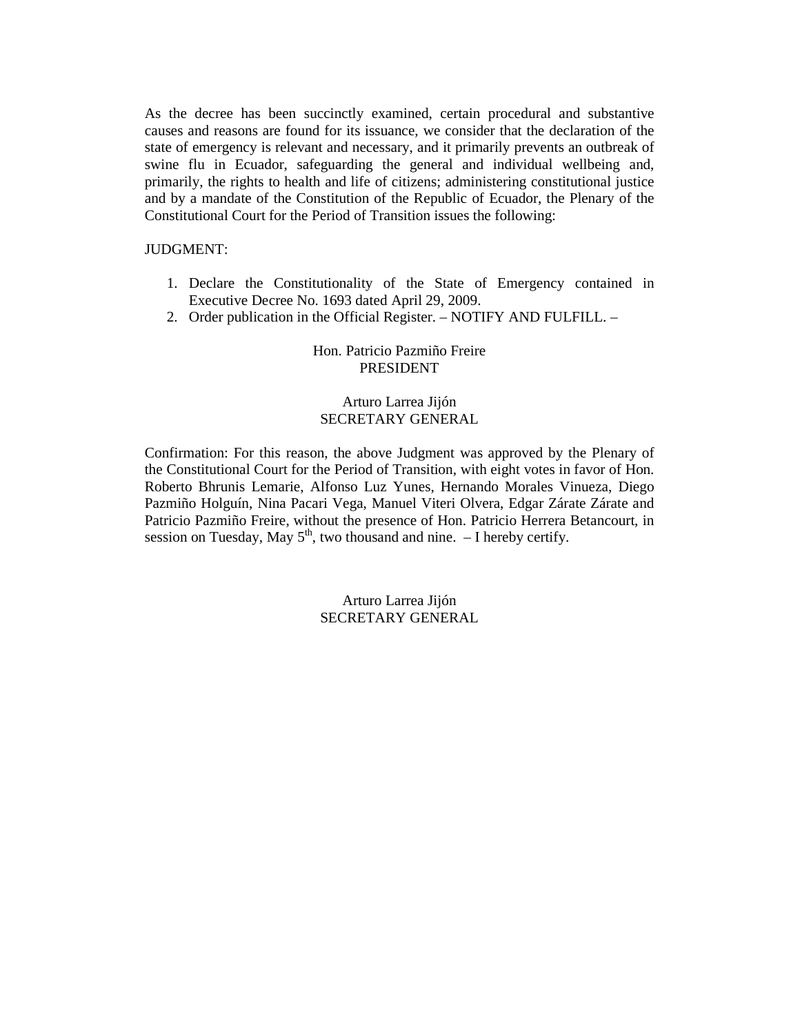As the decree has been succinctly examined, certain procedural and substantive causes and reasons are found for its issuance, we consider that the declaration of the state of emergency is relevant and necessary, and it primarily prevents an outbreak of swine flu in Ecuador, safeguarding the general and individual wellbeing and, primarily, the rights to health and life of citizens; administering constitutional justice and by a mandate of the Constitution of the Republic of Ecuador, the Plenary of the Constitutional Court for the Period of Transition issues the following:

JUDGMENT:

1. Declare the Constitutionality of the State of Emergency contained in Executive Decree No. 1693 dated April 29, 2009.
2. Order publication in the Official Register. – NOTIFY AND FULFILL. –

Hon. Patricio Pazmiño Freire
PRESIDENT

Arturo Larrea Jijón
SECRETARY GENERAL

Confirmation: For this reason, the above Judgment was approved by the Plenary of the Constitutional Court for the Period of Transition, with eight votes in favor of Hon. Roberto Bhrunis Lemarie, Alfonso Luz Yunes, Hernando Morales Vinueza, Diego Pazmiño Holguín, Nina Pacari Vega, Manuel Viteri Olvera, Edgar Zárate Zárate and Patricio Pazmiño Freire, without the presence of Hon. Patricio Herrera Betancourt, in session on Tuesday, May 5th, two thousand and nine. – I hereby certify.

Arturo Larrea Jijón
SECRETARY GENERAL